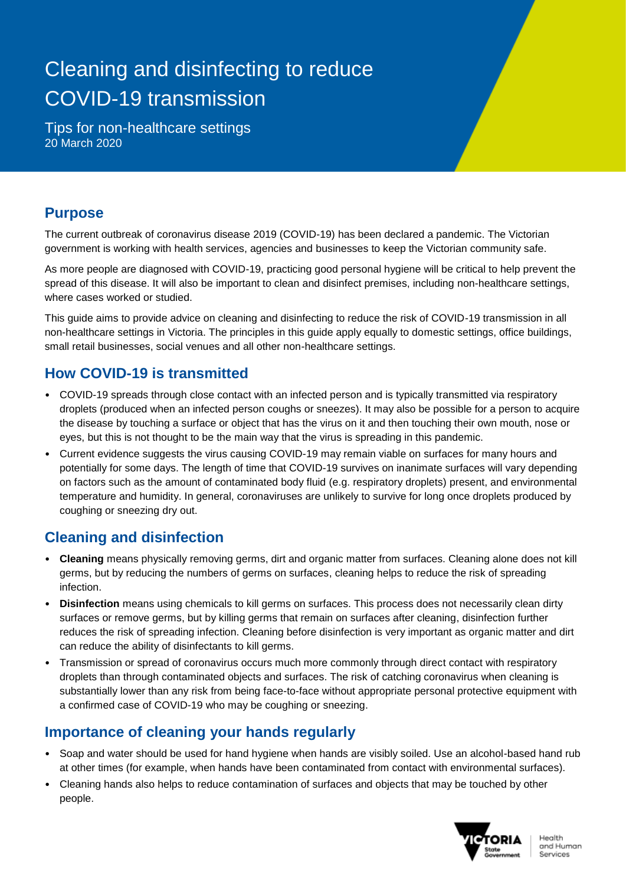# Cleaning and disinfecting to reduce COVID-19 transmission

Tips for non-healthcare settings
20 March 2020

## Purpose

The current outbreak of coronavirus disease 2019 (COVID-19) has been declared a pandemic. The Victorian government is working with health services, agencies and businesses to keep the Victorian community safe.

As more people are diagnosed with COVID-19, practicing good personal hygiene will be critical to help prevent the spread of this disease. It will also be important to clean and disinfect premises, including non-healthcare settings, where cases worked or studied.

This guide aims to provide advice on cleaning and disinfecting to reduce the risk of COVID-19 transmission in all non-healthcare settings in Victoria. The principles in this guide apply equally to domestic settings, office buildings, small retail businesses, social venues and all other non-healthcare settings.

## How COVID-19 is transmitted

- COVID-19 spreads through close contact with an infected person and is typically transmitted via respiratory droplets (produced when an infected person coughs or sneezes). It may also be possible for a person to acquire the disease by touching a surface or object that has the virus on it and then touching their own mouth, nose or eyes, but this is not thought to be the main way that the virus is spreading in this pandemic.
- Current evidence suggests the virus causing COVID-19 may remain viable on surfaces for many hours and potentially for some days. The length of time that COVID-19 survives on inanimate surfaces will vary depending on factors such as the amount of contaminated body fluid (e.g. respiratory droplets) present, and environmental temperature and humidity. In general, coronaviruses are unlikely to survive for long once droplets produced by coughing or sneezing dry out.

## Cleaning and disinfection

- **Cleaning** means physically removing germs, dirt and organic matter from surfaces. Cleaning alone does not kill germs, but by reducing the numbers of germs on surfaces, cleaning helps to reduce the risk of spreading infection.
- **Disinfection** means using chemicals to kill germs on surfaces. This process does not necessarily clean dirty surfaces or remove germs, but by killing germs that remain on surfaces after cleaning, disinfection further reduces the risk of spreading infection. Cleaning before disinfection is very important as organic matter and dirt can reduce the ability of disinfectants to kill germs.
- Transmission or spread of coronavirus occurs much more commonly through direct contact with respiratory droplets than through contaminated objects and surfaces. The risk of catching coronavirus when cleaning is substantially lower than any risk from being face-to-face without appropriate personal protective equipment with a confirmed case of COVID-19 who may be coughing or sneezing.

## Importance of cleaning your hands regularly

- Soap and water should be used for hand hygiene when hands are visibly soiled. Use an alcohol-based hand rub at other times (for example, when hands have been contaminated from contact with environmental surfaces).
- Cleaning hands also helps to reduce contamination of surfaces and objects that may be touched by other people.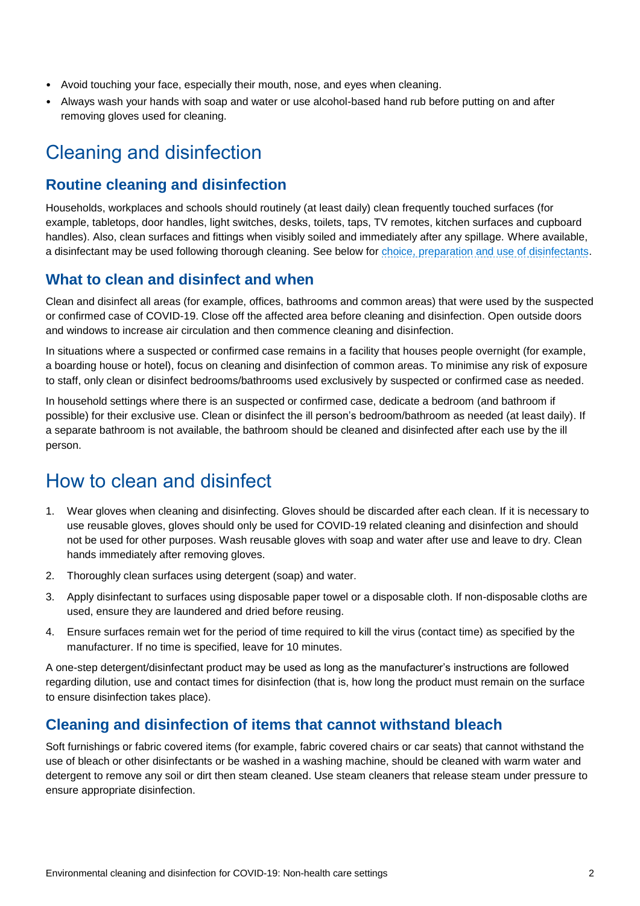- Avoid touching your face, especially their mouth, nose, and eyes when cleaning.
- Always wash your hands with soap and water or use alcohol-based hand rub before putting on and after removing gloves used for cleaning.

# Cleaning and disinfection

## Routine cleaning and disinfection

Households, workplaces and schools should routinely (at least daily) clean frequently touched surfaces (for example, tabletops, door handles, light switches, desks, toilets, taps, TV remotes, kitchen surfaces and cupboard handles). Also, clean surfaces and fittings when visibly soiled and immediately after any spillage. Where available, a disinfectant may be used following thorough cleaning. See below for choice, preparation and use of disinfectants.

## What to clean and disinfect and when

Clean and disinfect all areas (for example, offices, bathrooms and common areas) that were used by the suspected or confirmed case of COVID-19. Close off the affected area before cleaning and disinfection. Open outside doors and windows to increase air circulation and then commence cleaning and disinfection.

In situations where a suspected or confirmed case remains in a facility that houses people overnight (for example, a boarding house or hotel), focus on cleaning and disinfection of common areas. To minimise any risk of exposure to staff, only clean or disinfect bedrooms/bathrooms used exclusively by suspected or confirmed case as needed.

In household settings where there is an suspected or confirmed case, dedicate a bedroom (and bathroom if possible) for their exclusive use. Clean or disinfect the ill person's bedroom/bathroom as needed (at least daily). If a separate bathroom is not available, the bathroom should be cleaned and disinfected after each use by the ill person.

# How to clean and disinfect

1. Wear gloves when cleaning and disinfecting. Gloves should be discarded after each clean. If it is necessary to use reusable gloves, gloves should only be used for COVID-19 related cleaning and disinfection and should not be used for other purposes. Wash reusable gloves with soap and water after use and leave to dry. Clean hands immediately after removing gloves.
2. Thoroughly clean surfaces using detergent (soap) and water.
3. Apply disinfectant to surfaces using disposable paper towel or a disposable cloth. If non-disposable cloths are used, ensure they are laundered and dried before reusing.
4. Ensure surfaces remain wet for the period of time required to kill the virus (contact time) as specified by the manufacturer. If no time is specified, leave for 10 minutes.

A one-step detergent/disinfectant product may be used as long as the manufacturer's instructions are followed regarding dilution, use and contact times for disinfection (that is, how long the product must remain on the surface to ensure disinfection takes place).

## Cleaning and disinfection of items that cannot withstand bleach

Soft furnishings or fabric covered items (for example, fabric covered chairs or car seats) that cannot withstand the use of bleach or other disinfectants or be washed in a washing machine, should be cleaned with warm water and detergent to remove any soil or dirt then steam cleaned. Use steam cleaners that release steam under pressure to ensure appropriate disinfection.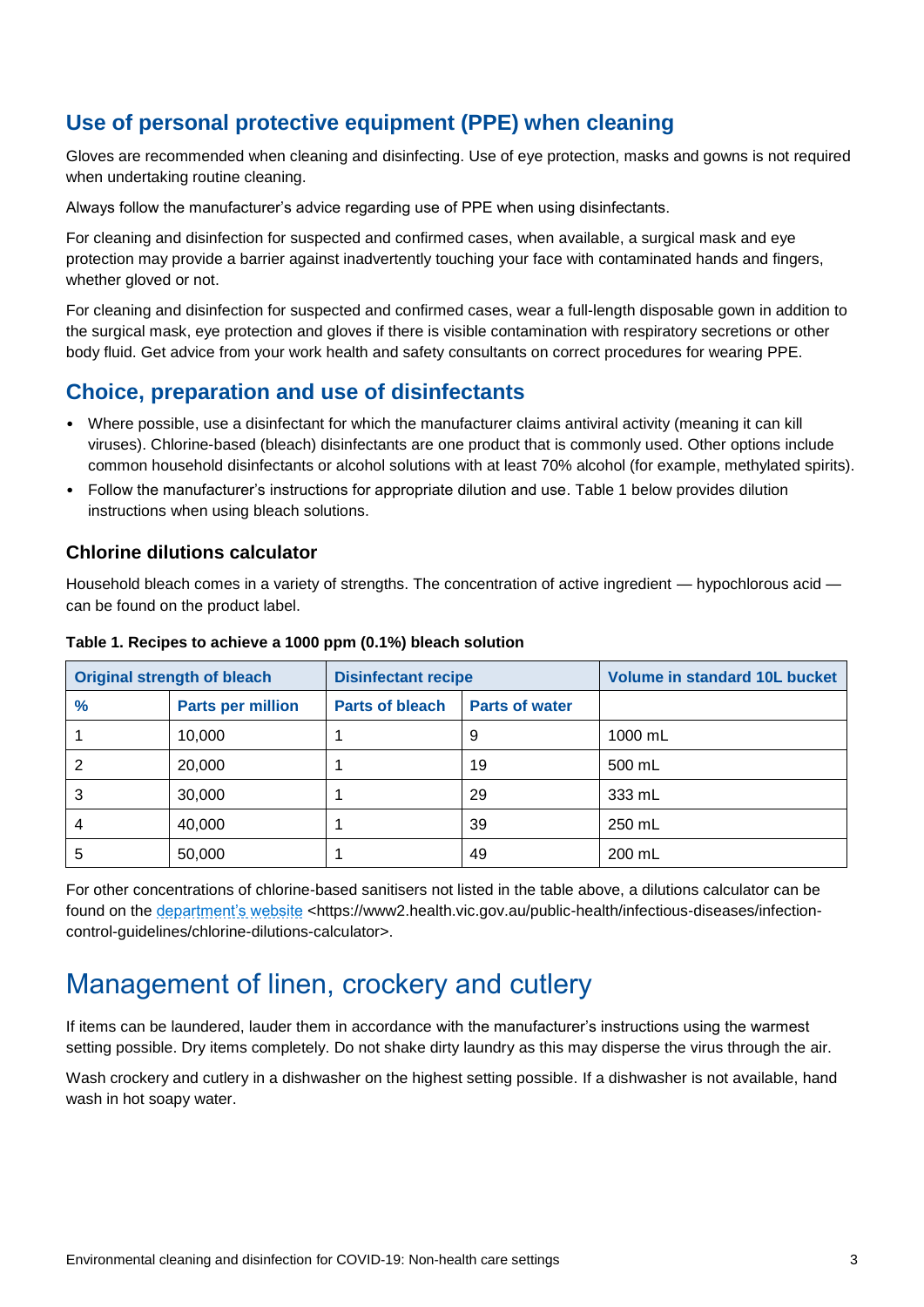## Use of personal protective equipment (PPE) when cleaning

Gloves are recommended when cleaning and disinfecting. Use of eye protection, masks and gowns is not required when undertaking routine cleaning.

Always follow the manufacturer's advice regarding use of PPE when using disinfectants.

For cleaning and disinfection for suspected and confirmed cases, when available, a surgical mask and eye protection may provide a barrier against inadvertently touching your face with contaminated hands and fingers, whether gloved or not.

For cleaning and disinfection for suspected and confirmed cases, wear a full-length disposable gown in addition to the surgical mask, eye protection and gloves if there is visible contamination with respiratory secretions or other body fluid. Get advice from your work health and safety consultants on correct procedures for wearing PPE.

## Choice, preparation and use of disinfectants

- Where possible, use a disinfectant for which the manufacturer claims antiviral activity (meaning it can kill viruses). Chlorine-based (bleach) disinfectants are one product that is commonly used. Other options include common household disinfectants or alcohol solutions with at least 70% alcohol (for example, methylated spirits).
- Follow the manufacturer's instructions for appropriate dilution and use. Table 1 below provides dilution instructions when using bleach solutions.

### Chlorine dilutions calculator

Household bleach comes in a variety of strengths. The concentration of active ingredient — hypochlorous acid — can be found on the product label.

**Table 1. Recipes to achieve a 1000 ppm (0.1%) bleach solution**

| Original strength of bleach | | Disinfectant recipe | | Volume in standard 10L bucket |
|---|---|---|---|---|
| % | Parts per million | Parts of bleach | Parts of water | |
| 1 | 10,000 | 1 | 9 | 1000 mL |
| 2 | 20,000 | 1 | 19 | 500 mL |
| 3 | 30,000 | 1 | 29 | 333 mL |
| 4 | 40,000 | 1 | 39 | 250 mL |
| 5 | 50,000 | 1 | 49 | 200 mL |

For other concentrations of chlorine-based sanitisers not listed in the table above, a dilutions calculator can be found on the department's website <https://www2.health.vic.gov.au/public-health/infectious-diseases/infection-control-guidelines/chlorine-dilutions-calculator>.

# Management of linen, crockery and cutlery

If items can be laundered, lauder them in accordance with the manufacturer's instructions using the warmest setting possible. Dry items completely. Do not shake dirty laundry as this may disperse the virus through the air.

Wash crockery and cutlery in a dishwasher on the highest setting possible. If a dishwasher is not available, hand wash in hot soapy water.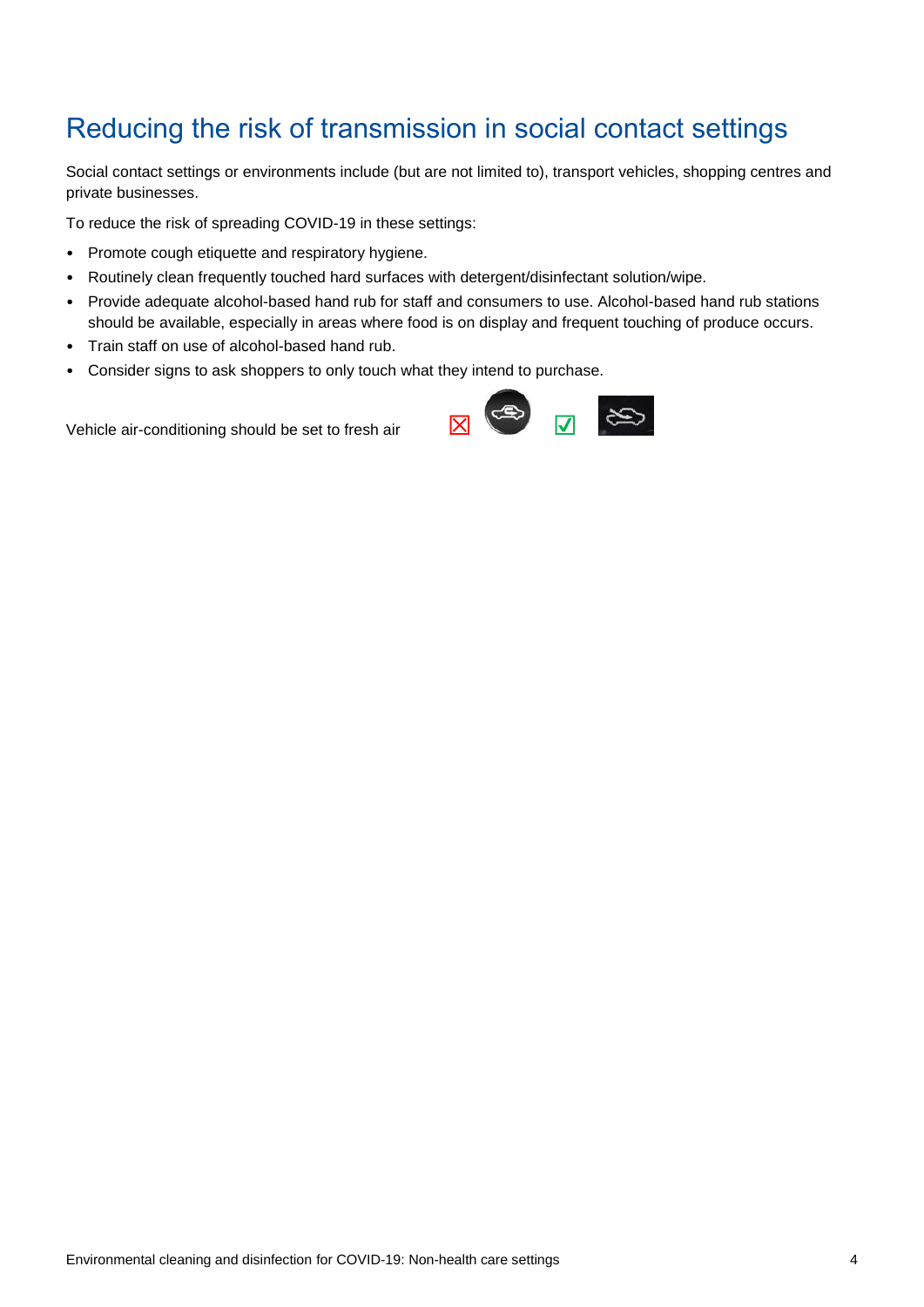# Reducing the risk of transmission in social contact settings

Social contact settings or environments include (but are not limited to), transport vehicles, shopping centres and private businesses.

To reduce the risk of spreading COVID-19 in these settings:

- Promote cough etiquette and respiratory hygiene.
- Routinely clean frequently touched hard surfaces with detergent/disinfectant solution/wipe.
- Provide adequate alcohol-based hand rub for staff and consumers to use. Alcohol-based hand rub stations should be available, especially in areas where food is on display and frequent touching of produce occurs.
- Train staff on use of alcohol-based hand rub.
- Consider signs to ask shoppers to only touch what they intend to purchase.

Vehicle air-conditioning should be set to fresh air ☒ ☑